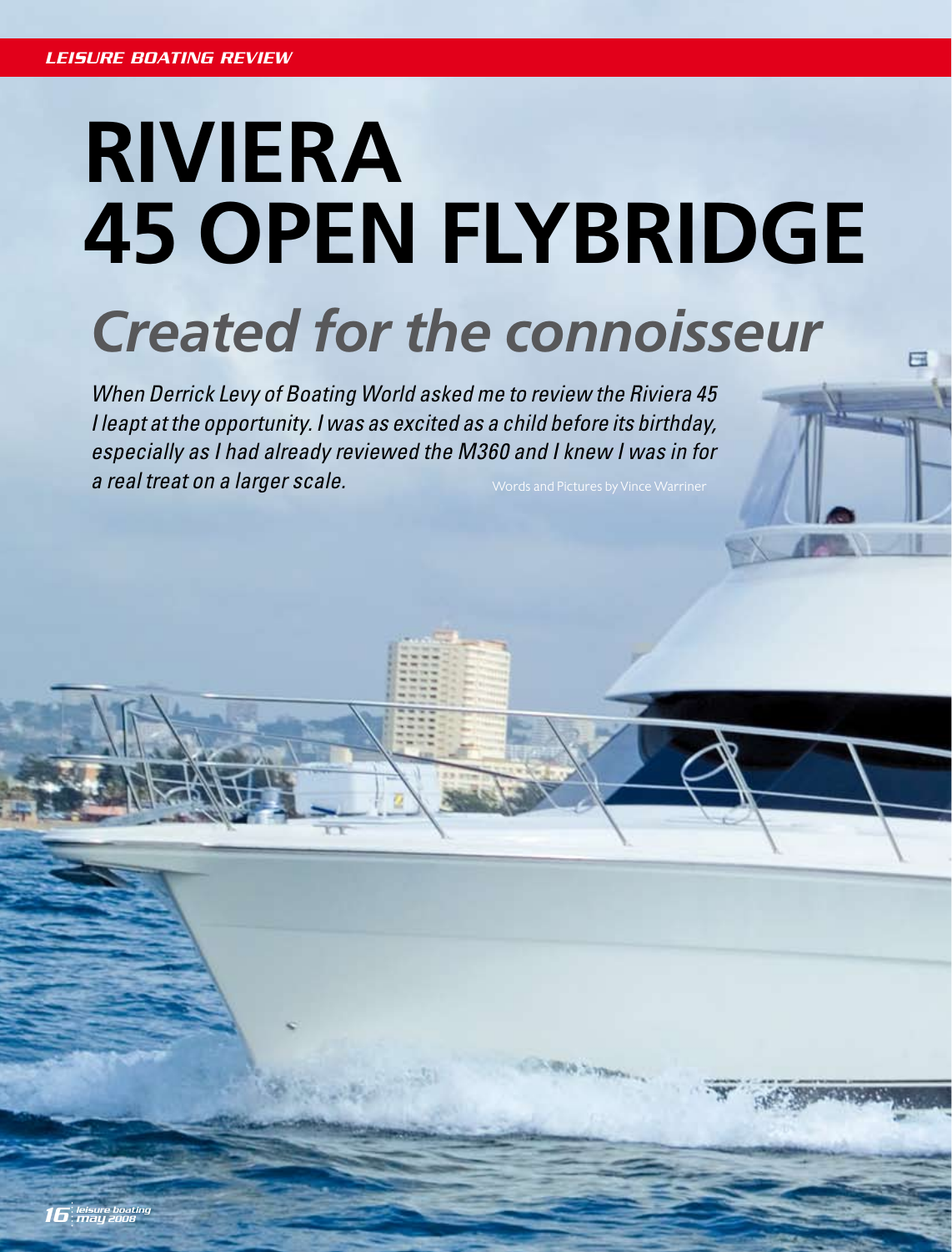# RIVIERA 45 OPEN FLYBRIDGE

## *Created for the connoisseur*

*When Derrick Levy of Boating World asked me to review the Riviera 45 I leapt at the opportunity. I was as excited as a child before its birthday, especially as I had already reviewed the M360 and I knew I was in for a real treat on a larger scale.*

Words and Pictures by Vince Warriner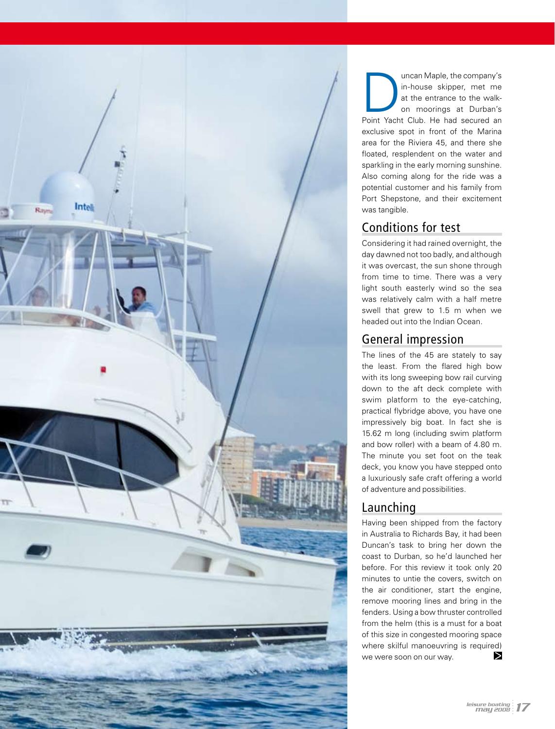Duncan Maple, the company's in-house skipper, met me at the entrance to the walk-on moorings at Durban's Point Yacht Club. He had secured an exclusive spot in front of the Marina area for the Riviera 45, and there she floated, resplendent on the water and sparkling in the early morning sunshine. Also coming along for the ride was a potential customer and his family from Port Shepstone, and their excitement was tangible.

## Conditions for test

Considering it had rained overnight, the day dawned not too badly, and although it was overcast, the sun shone through from time to time. There was a very light south easterly wind so the sea was relatively calm with a half metre swell that grew to 1.5 m when we headed out into the Indian Ocean.

## General impression

The lines of the 45 are stately to say the least. From the flared high bow with its long sweeping bow rail curving down to the aft deck complete with swim platform to the eye-catching, practical flybridge above, you have one impressively big boat. In fact she is 15.62 m long (including swim platform and bow roller) with a beam of 4.80 m. The minute you set foot on the teak deck, you know you have stepped onto a luxuriously safe craft offering a world of adventure and possibilities.

## Launching

Having been shipped from the factory in Australia to Richards Bay, it had been Duncan's task to bring her down the coast to Durban, so he'd launched her before. For this review it took only 20 minutes to untie the covers, switch on the air conditioner, start the engine, remove mooring lines and bring in the fenders. Using a bow thruster controlled from the helm (this is a must for a boat of this size in congested mooring space where skilful manoeuvring is required) we were soon on our way.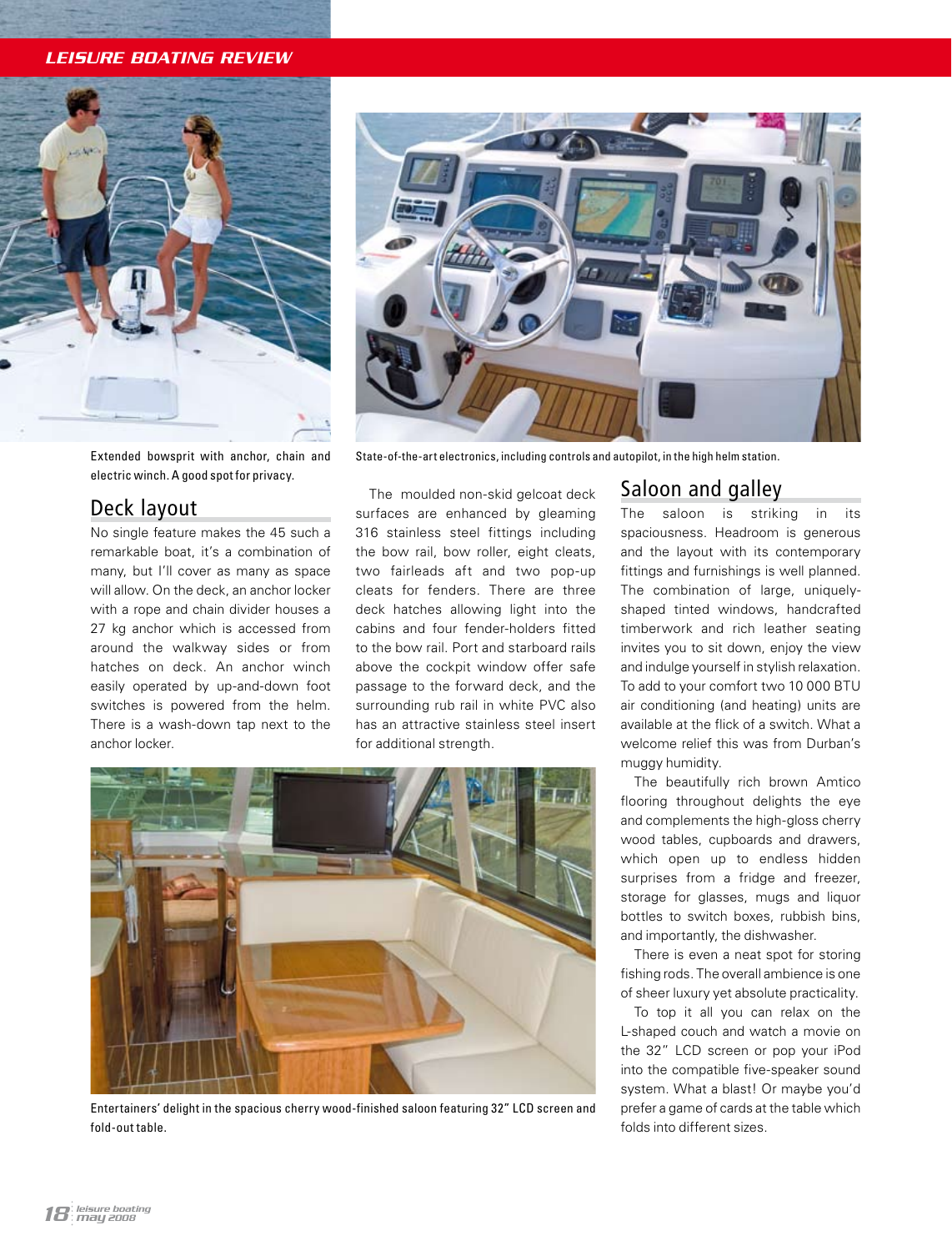Extended bowsprit with anchor, chain and electric winch. A good spot for privacy.

State-of-the-art electronics, including controls and autopilot, in the high helm station.

## Deck layout

No single feature makes the 45 such a remarkable boat, it's a combination of many, but I'll cover as many as space will allow. On the deck, an anchor locker with a rope and chain divider houses a 27 kg anchor which is accessed from around the walkway sides or from hatches on deck. An anchor winch easily operated by up-and-down foot switches is powered from the helm. There is a wash-down tap next to the anchor locker.

The moulded non-skid gelcoat deck surfaces are enhanced by gleaming 316 stainless steel fittings including the bow rail, bow roller, eight cleats, two fairleads aft and two pop-up cleats for fenders. There are three deck hatches allowing light into the cabins and four fender-holders fitted to the bow rail. Port and starboard rails above the cockpit window offer safe passage to the forward deck, and the surrounding rub rail in white PVC also has an attractive stainless steel insert for additional strength.

Entertainers' delight in the spacious cherry wood-finished saloon featuring 32" LCD screen and fold-out table.

## Saloon and galley

The saloon is striking in its spaciousness. Headroom is generous and the layout with its contemporary fittings and furnishings is well planned. The combination of large, uniquely-shaped tinted windows, handcrafted timberwork and rich leather seating invites you to sit down, enjoy the view and indulge yourself in stylish relaxation. To add to your comfort two 10 000 BTU air conditioning (and heating) units are available at the flick of a switch. What a welcome relief this was from Durban's muggy humidity.

The beautifully rich brown Amtico flooring throughout delights the eye and complements the high-gloss cherry wood tables, cupboards and drawers, which open up to endless hidden surprises from a fridge and freezer, storage for glasses, mugs and liquor bottles to switch boxes, rubbish bins, and importantly, the dishwasher.

There is even a neat spot for storing fishing rods. The overall ambience is one of sheer luxury yet absolute practicality.

To top it all you can relax on the L-shaped couch and watch a movie on the 32" LCD screen or pop your iPod into the compatible five-speaker sound system. What a blast! Or maybe you'd prefer a game of cards at the table which folds into different sizes.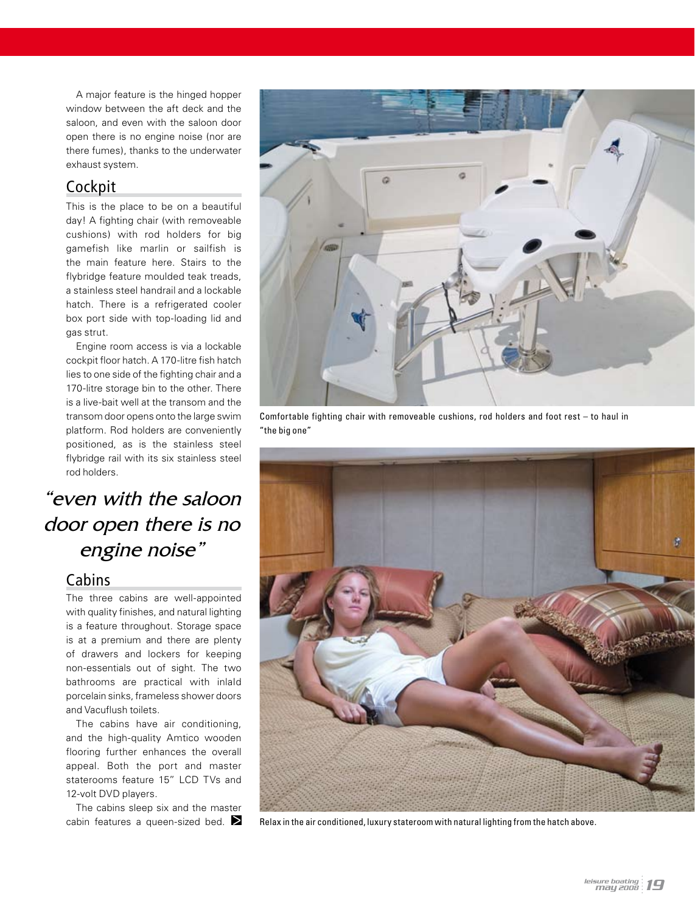A major feature is the hinged hopper window between the aft deck and the saloon, and even with the saloon door open there is no engine noise (nor are there fumes), thanks to the underwater exhaust system.

## Cockpit

This is the place to be on a beautiful day! A fighting chair (with removeable cushions) with rod holders for big gamefish like marlin or sailfish is the main feature here. Stairs to the flybridge feature moulded teak treads, a stainless steel handrail and a lockable hatch. There is a refrigerated cooler box port side with top-loading lid and gas strut.

Engine room access is via a lockable cockpit floor hatch. A 170-litre fish hatch lies to one side of the fighting chair and a 170-litre storage bin to the other. There is a live-bait well at the transom and the transom door opens onto the large swim platform. Rod holders are conveniently positioned, as is the stainless steel flybridge rail with its six stainless steel rod holders.

> *"even with the saloon door open there is no engine noise"*

## Cabins

The three cabins are well-appointed with quality finishes, and natural lighting is a feature throughout. Storage space is at a premium and there are plenty of drawers and lockers for keeping non-essentials out of sight. The two bathrooms are practical with inlaId porcelain sinks, frameless shower doors and Vacuflush toilets.

The cabins have air conditioning, and the high-quality Amtico wooden flooring further enhances the overall appeal. Both the port and master staterooms feature 15" LCD TVs and 12-volt DVD players.

The cabins sleep six and the master cabin features a queen-sized bed.

Comfortable fighting chair with removeable cushions, rod holders and foot rest – to haul in "the big one"

Relax in the air conditioned, luxury stateroom with natural lighting from the hatch above.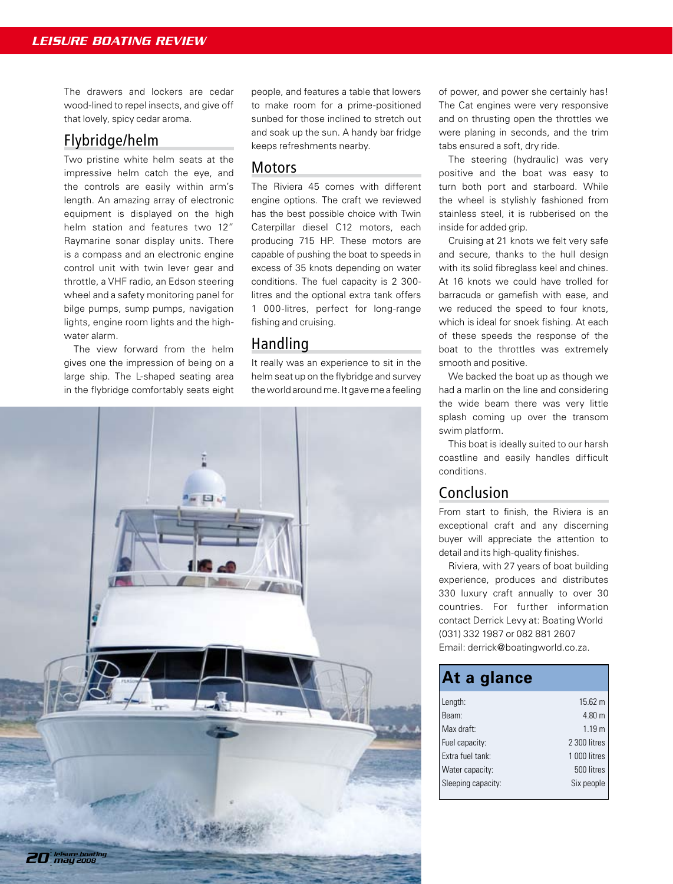The drawers and lockers are cedar wood-lined to repel insects, and give off that lovely, spicy cedar aroma.

## Flybridge/helm

Two pristine white helm seats at the impressive helm catch the eye, and the controls are easily within arm's length. An amazing array of electronic equipment is displayed on the high helm station and features two 12" Raymarine sonar display units. There is a compass and an electronic engine control unit with twin lever gear and throttle, a VHF radio, an Edson steering wheel and a safety monitoring panel for bilge pumps, sump pumps, navigation lights, engine room lights and the high-water alarm.

The view forward from the helm gives one the impression of being on a large ship. The L-shaped seating area in the flybridge comfortably seats eight people, and features a table that lowers to make room for a prime-positioned sunbed for those inclined to stretch out and soak up the sun. A handy bar fridge keeps refreshments nearby.

## Motors

The Riviera 45 comes with different engine options. The craft we reviewed has the best possible choice with Twin Caterpillar diesel C12 motors, each producing 715 HP. These motors are capable of pushing the boat to speeds in excess of 35 knots depending on water conditions. The fuel capacity is 2 300-litres and the optional extra tank offers 1 000-litres, perfect for long-range fishing and cruising.

## Handling

It really was an experience to sit in the helm seat up on the flybridge and survey the world around me. It gave me a feeling of power, and power she certainly has! The Cat engines were very responsive and on thrusting open the throttles we were planing in seconds, and the trim tabs ensured a soft, dry ride.

The steering (hydraulic) was very positive and the boat was easy to turn both port and starboard. While the wheel is stylishly fashioned from stainless steel, it is rubberised on the inside for added grip.

Cruising at 21 knots we felt very safe and secure, thanks to the hull design with its solid fibreglass keel and chines. At 16 knots we could have trolled for barracuda or gamefish with ease, and we reduced the speed to four knots, which is ideal for snoek fishing. At each of these speeds the response of the boat to the throttles was extremely smooth and positive.

We backed the boat up as though we had a marlin on the line and considering the wide beam there was very little splash coming up over the transom swim platform.

This boat is ideally suited to our harsh coastline and easily handles difficult conditions.

## Conclusion

From start to finish, the Riviera is an exceptional craft and any discerning buyer will appreciate the attention to detail and its high-quality finishes.

Riviera, with 27 years of boat building experience, produces and distributes 330 luxury craft annually to over 30 countries. For further information contact Derrick Levy at: Boating World (031) 332 1987 or 082 881 2607
Email: derrick@boatingworld.co.za.

## At a glance

| | |
|---|---|
| Length: | 15.62 m |
| Beam: | 4.80 m |
| Max draft: | 1.19 m |
| Fuel capacity: | 2 300 litres |
| Extra fuel tank: | 1 000 litres |
| Water capacity: | 500 litres |
| Sleeping capacity: | Six people |